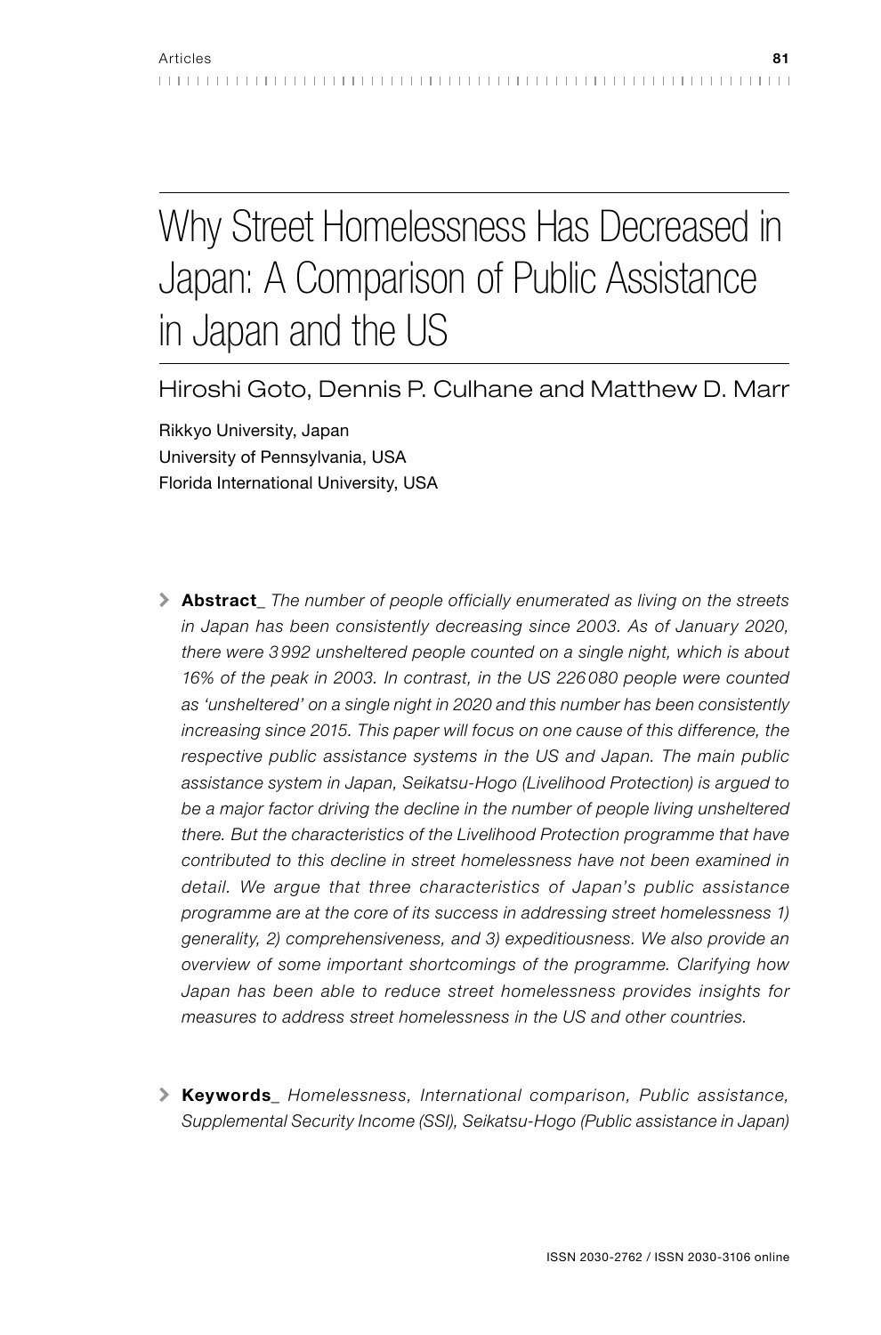# Why Street Homelessness Has Decreased in Japan: A Comparison of Public Assistance in Japan and the US

## Hiroshi Goto, Dennis P. Culhane and Matthew D. Marr

Rikkyo University, Japan
University of Pennsylvania, USA
Florida International University, USA

> **Abstract_** *The number of people officially enumerated as living on the streets in Japan has been consistently decreasing since 2003. As of January 2020, there were 3 992 unsheltered people counted on a single night, which is about 16% of the peak in 2003. In contrast, in the US 226 080 people were counted as 'unsheltered' on a single night in 2020 and this number has been consistently increasing since 2015. This paper will focus on one cause of this difference, the respective public assistance systems in the US and Japan. The main public assistance system in Japan, Seikatsu-Hogo (Livelihood Protection) is argued to be a major factor driving the decline in the number of people living unsheltered there. But the characteristics of the Livelihood Protection programme that have contributed to this decline in street homelessness have not been examined in detail. We argue that three characteristics of Japan's public assistance programme are at the core of its success in addressing street homelessness 1) generality, 2) comprehensiveness, and 3) expeditiousness. We also provide an overview of some important shortcomings of the programme. Clarifying how Japan has been able to reduce street homelessness provides insights for measures to address street homelessness in the US and other countries.*

> **Keywords_** *Homelessness, International comparison, Public assistance, Supplemental Security Income (SSI), Seikatsu-Hogo (Public assistance in Japan)*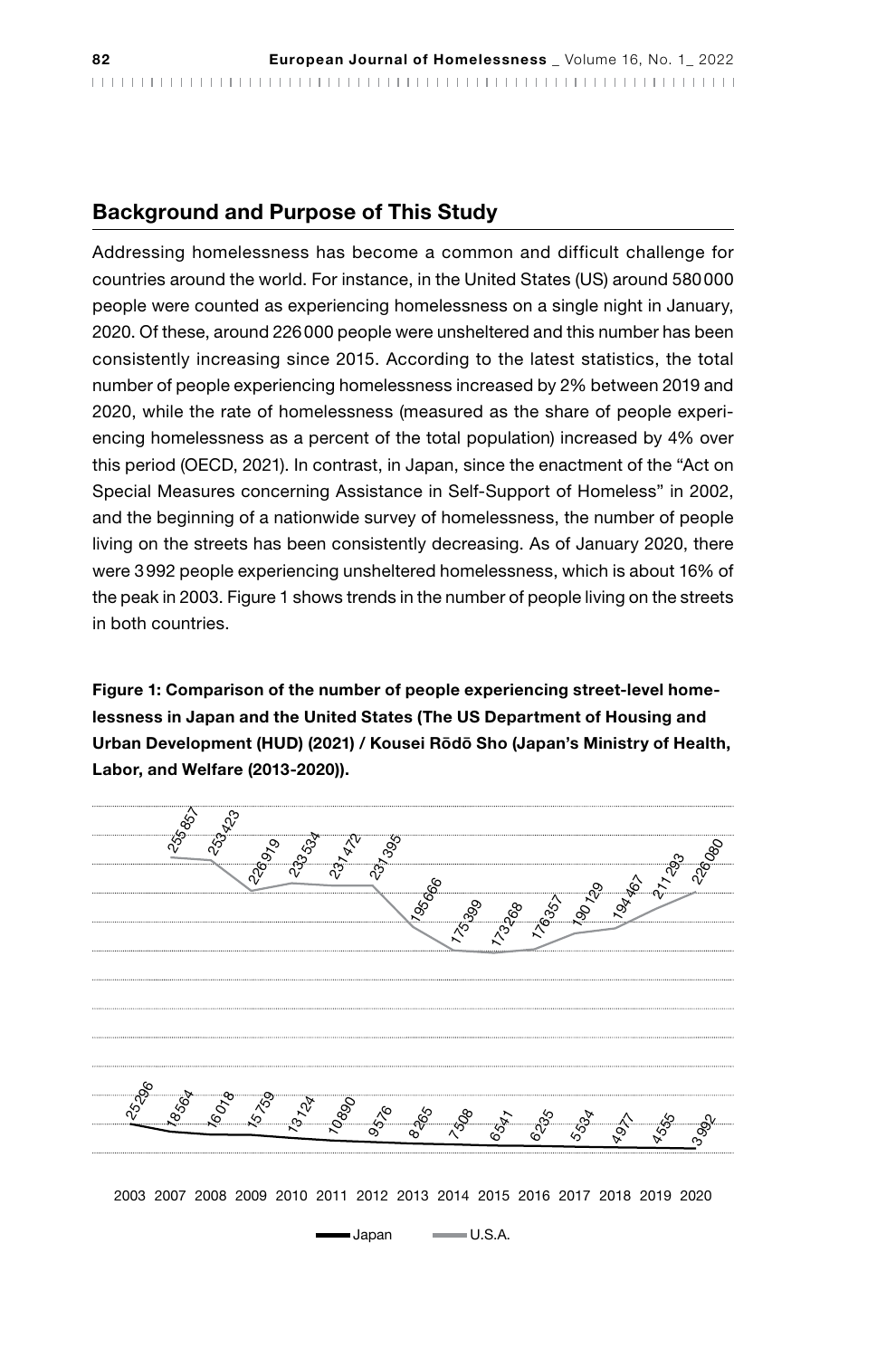## Background and Purpose of This Study

Addressing homelessness has become a common and difficult challenge for countries around the world. For instance, in the United States (US) around 580000 people were counted as experiencing homelessness on a single night in January, 2020. Of these, around 226000 people were unsheltered and this number has been consistently increasing since 2015. According to the latest statistics, the total number of people experiencing homelessness increased by 2% between 2019 and 2020, while the rate of homelessness (measured as the share of people experiencing homelessness as a percent of the total population) increased by 4% over this period (OECD, 2021). In contrast, in Japan, since the enactment of the "Act on Special Measures concerning Assistance in Self-Support of Homeless" in 2002, and the beginning of a nationwide survey of homelessness, the number of people living on the streets has been consistently decreasing. As of January 2020, there were 3992 people experiencing unsheltered homelessness, which is about 16% of the peak in 2003. Figure 1 shows trends in the number of people living on the streets in both countries.

**Figure 1: Comparison of the number of people experiencing street-level homelessness in Japan and the United States (The US Department of Housing and Urban Development (HUD) (2021) / Kousei Rōdō Sho (Japan's Ministry of Health, Labor, and Welfare (2013-2020)).**

| Year | Japan | U.S.A. |
|---|---|---|
| 2003 | 25296 | |
| 2007 | 18564 | 255857 |
| 2008 | 16018 | 253423 |
| 2009 | 15759 | 226919 |
| 2010 | 13124 | 233534 |
| 2011 | 10890 | 231472 |
| 2012 | 9576 | 231395 |
| 2013 | 8265 | 195666 |
| 2014 | 7508 | 175399 |
| 2015 | 6541 | 173268 |
| 2016 | 6235 | 176357 |
| 2017 | 5534 | 190129 |
| 2018 | 4977 | 194467 |
| 2019 | 4555 | 211293 |
| 2020 | 3992 | 226080 |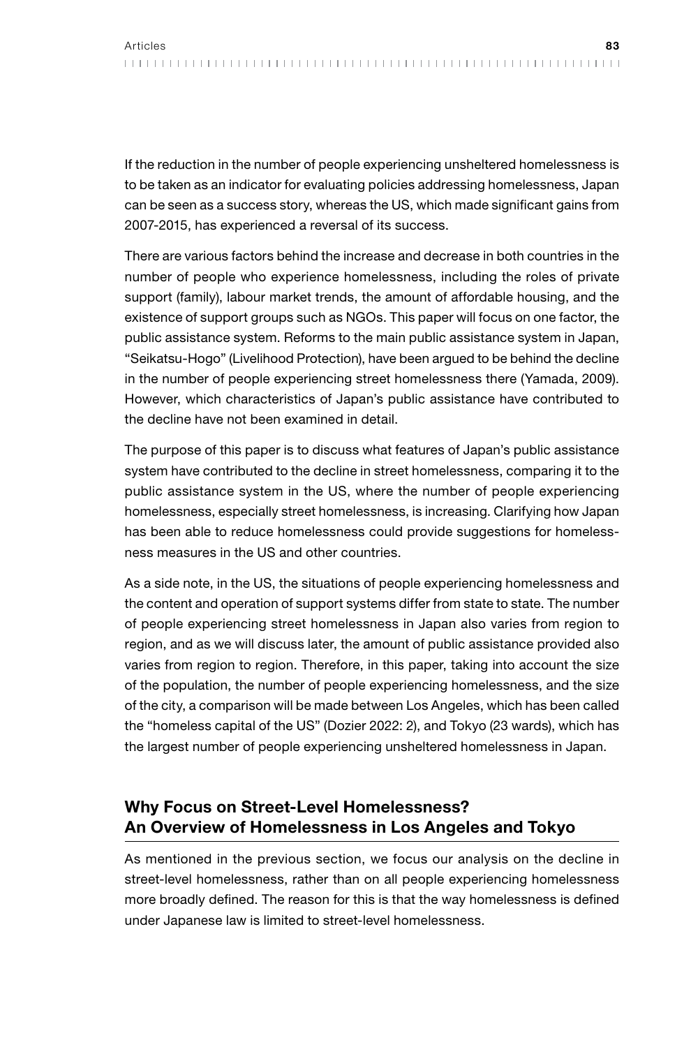If the reduction in the number of people experiencing unsheltered homelessness is to be taken as an indicator for evaluating policies addressing homelessness, Japan can be seen as a success story, whereas the US, which made significant gains from 2007-2015, has experienced a reversal of its success.

There are various factors behind the increase and decrease in both countries in the number of people who experience homelessness, including the roles of private support (family), labour market trends, the amount of affordable housing, and the existence of support groups such as NGOs. This paper will focus on one factor, the public assistance system. Reforms to the main public assistance system in Japan, "Seikatsu-Hogo" (Livelihood Protection), have been argued to be behind the decline in the number of people experiencing street homelessness there (Yamada, 2009). However, which characteristics of Japan's public assistance have contributed to the decline have not been examined in detail.

The purpose of this paper is to discuss what features of Japan's public assistance system have contributed to the decline in street homelessness, comparing it to the public assistance system in the US, where the number of people experiencing homelessness, especially street homelessness, is increasing. Clarifying how Japan has been able to reduce homelessness could provide suggestions for homelessness measures in the US and other countries.

As a side note, in the US, the situations of people experiencing homelessness and the content and operation of support systems differ from state to state. The number of people experiencing street homelessness in Japan also varies from region to region, and as we will discuss later, the amount of public assistance provided also varies from region to region. Therefore, in this paper, taking into account the size of the population, the number of people experiencing homelessness, and the size of the city, a comparison will be made between Los Angeles, which has been called the "homeless capital of the US" (Dozier 2022: 2), and Tokyo (23 wards), which has the largest number of people experiencing unsheltered homelessness in Japan.

## Why Focus on Street-Level Homelessness? An Overview of Homelessness in Los Angeles and Tokyo

As mentioned in the previous section, we focus our analysis on the decline in street-level homelessness, rather than on all people experiencing homelessness more broadly defined. The reason for this is that the way homelessness is defined under Japanese law is limited to street-level homelessness.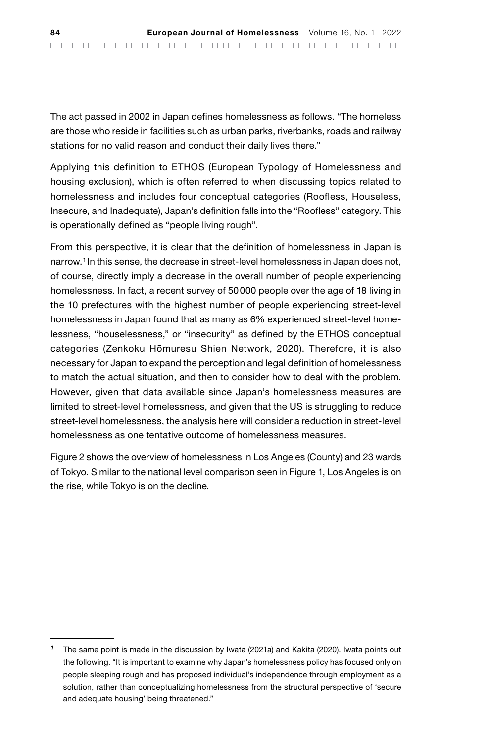The act passed in 2002 in Japan defines homelessness as follows. "The homeless are those who reside in facilities such as urban parks, riverbanks, roads and railway stations for no valid reason and conduct their daily lives there."

Applying this definition to ETHOS (European Typology of Homelessness and housing exclusion), which is often referred to when discussing topics related to homelessness and includes four conceptual categories (Roofless, Houseless, Insecure, and Inadequate), Japan's definition falls into the "Roofless" category. This is operationally defined as "people living rough".

From this perspective, it is clear that the definition of homelessness in Japan is narrow.[1] In this sense, the decrease in street-level homelessness in Japan does not, of course, directly imply a decrease in the overall number of people experiencing homelessness. In fact, a recent survey of 50 000 people over the age of 18 living in the 10 prefectures with the highest number of people experiencing street-level homelessness in Japan found that as many as 6% experienced street-level homelessness, "houselessness," or "insecurity" as defined by the ETHOS conceptual categories (Zenkoku Hōmuresu Shien Network, 2020). Therefore, it is also necessary for Japan to expand the perception and legal definition of homelessness to match the actual situation, and then to consider how to deal with the problem. However, given that data available since Japan's homelessness measures are limited to street-level homelessness, and given that the US is struggling to reduce street-level homelessness, the analysis here will consider a reduction in street-level homelessness as one tentative outcome of homelessness measures.

Figure 2 shows the overview of homelessness in Los Angeles (County) and 23 wards of Tokyo. Similar to the national level comparison seen in Figure 1, Los Angeles is on the rise, while Tokyo is on the decline.

[1] The same point is made in the discussion by Iwata (2021a) and Kakita (2020). Iwata points out the following. "It is important to examine why Japan's homelessness policy has focused only on people sleeping rough and has proposed individual's independence through employment as a solution, rather than conceptualizing homelessness from the structural perspective of 'secure and adequate housing' being threatened."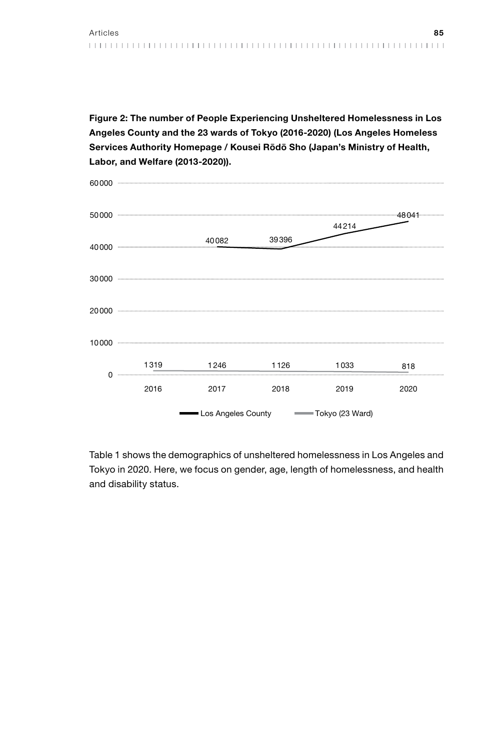**Figure 2: The number of People Experiencing Unsheltered Homelessness in Los Angeles County and the 23 wards of Tokyo (2016-2020) (Los Angeles Homeless Services Authority Homepage / Kousei Rōdō Sho (Japan's Ministry of Health, Labor, and Welfare (2013-2020)).**

| | 2016 | 2017 | 2018 | 2019 | 2020 |
|---|---|---|---|---|---|
| Los Angeles County | | 40 082 | 39 396 | 44 214 | 48 041 |
| Tokyo (23 Ward) | 1 319 | 1 246 | 1 126 | 1 033 | 818 |

Table 1 shows the demographics of unsheltered homelessness in Los Angeles and Tokyo in 2020. Here, we focus on gender, age, length of homelessness, and health and disability status.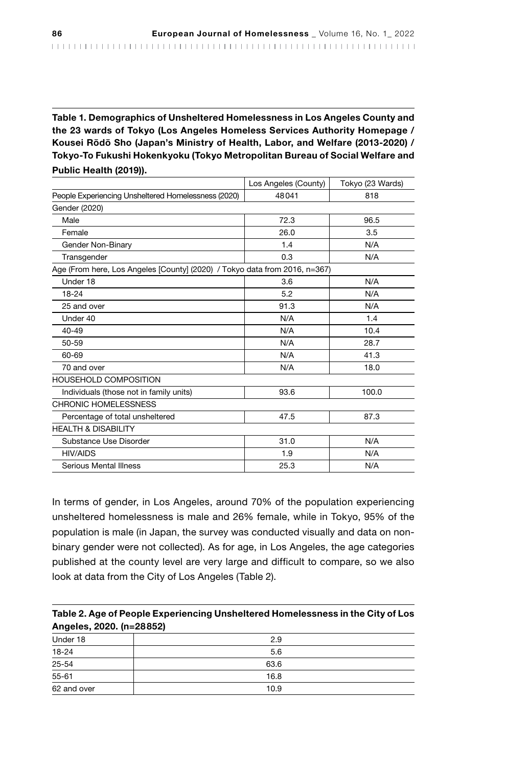**Table 1. Demographics of Unsheltered Homelessness in Los Angeles County and the 23 wards of Tokyo (Los Angeles Homeless Services Authority Homepage / Kousei Rōdō Sho (Japan's Ministry of Health, Labor, and Welfare (2013-2020) / Tokyo-To Fukushi Hokenkyoku (Tokyo Metropolitan Bureau of Social Welfare and Public Health (2019)).**

| | Los Angeles (County) | Tokyo (23 Wards) |
|---|---|---|
| People Experiencing Unsheltered Homelessness (2020) | 48041 | 818 |
| Gender (2020) | | |
| Male | 72.3 | 96.5 |
| Female | 26.0 | 3.5 |
| Gender Non-Binary | 1.4 | N/A |
| Transgender | 0.3 | N/A |
| Age (From here, Los Angeles [County] (2020) / Tokyo data from 2016, n=367) | | |
| Under 18 | 3.6 | N/A |
| 18-24 | 5.2 | N/A |
| 25 and over | 91.3 | N/A |
| Under 40 | N/A | 1.4 |
| 40-49 | N/A | 10.4 |
| 50-59 | N/A | 28.7 |
| 60-69 | N/A | 41.3 |
| 70 and over | N/A | 18.0 |
| HOUSEHOLD COMPOSITION | | |
| Individuals (those not in family units) | 93.6 | 100.0 |
| CHRONIC HOMELESSNESS | | |
| Percentage of total unsheltered | 47.5 | 87.3 |
| HEALTH & DISABILITY | | |
| Substance Use Disorder | 31.0 | N/A |
| HIV/AIDS | 1.9 | N/A |
| Serious Mental Illness | 25.3 | N/A |

In terms of gender, in Los Angeles, around 70% of the population experiencing unsheltered homelessness is male and 26% female, while in Tokyo, 95% of the population is male (in Japan, the survey was conducted visually and data on non-binary gender were not collected). As for age, in Los Angeles, the age categories published at the county level are very large and difficult to compare, so we also look at data from the City of Los Angeles (Table 2).

**Table 2. Age of People Experiencing Unsheltered Homelessness in the City of Los Angeles, 2020. (n=28852)**

| | |
|---|---|
| Under 18 | 2.9 |
| 18-24 | 5.6 |
| 25-54 | 63.6 |
| 55-61 | 16.8 |
| 62 and over | 10.9 |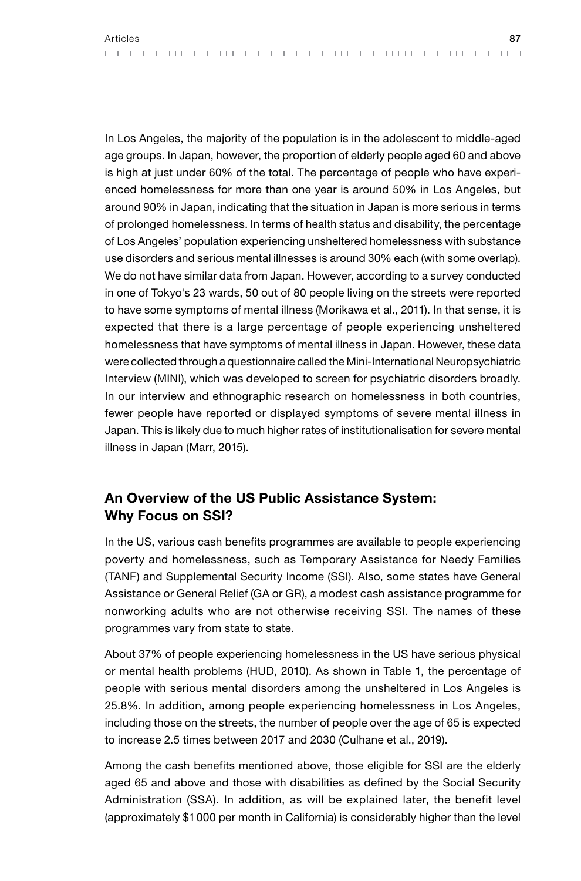In Los Angeles, the majority of the population is in the adolescent to middle-aged age groups. In Japan, however, the proportion of elderly people aged 60 and above is high at just under 60% of the total. The percentage of people who have experienced homelessness for more than one year is around 50% in Los Angeles, but around 90% in Japan, indicating that the situation in Japan is more serious in terms of prolonged homelessness. In terms of health status and disability, the percentage of Los Angeles' population experiencing unsheltered homelessness with substance use disorders and serious mental illnesses is around 30% each (with some overlap). We do not have similar data from Japan. However, according to a survey conducted in one of Tokyo's 23 wards, 50 out of 80 people living on the streets were reported to have some symptoms of mental illness (Morikawa et al., 2011). In that sense, it is expected that there is a large percentage of people experiencing unsheltered homelessness that have symptoms of mental illness in Japan. However, these data were collected through a questionnaire called the Mini-International Neuropsychiatric Interview (MINI), which was developed to screen for psychiatric disorders broadly. In our interview and ethnographic research on homelessness in both countries, fewer people have reported or displayed symptoms of severe mental illness in Japan. This is likely due to much higher rates of institutionalisation for severe mental illness in Japan (Marr, 2015).

## An Overview of the US Public Assistance System: Why Focus on SSI?

In the US, various cash benefits programmes are available to people experiencing poverty and homelessness, such as Temporary Assistance for Needy Families (TANF) and Supplemental Security Income (SSI). Also, some states have General Assistance or General Relief (GA or GR), a modest cash assistance programme for nonworking adults who are not otherwise receiving SSI. The names of these programmes vary from state to state.

About 37% of people experiencing homelessness in the US have serious physical or mental health problems (HUD, 2010). As shown in Table 1, the percentage of people with serious mental disorders among the unsheltered in Los Angeles is 25.8%. In addition, among people experiencing homelessness in Los Angeles, including those on the streets, the number of people over the age of 65 is expected to increase 2.5 times between 2017 and 2030 (Culhane et al., 2019).

Among the cash benefits mentioned above, those eligible for SSI are the elderly aged 65 and above and those with disabilities as defined by the Social Security Administration (SSA). In addition, as will be explained later, the benefit level (approximately $1 000 per month in California) is considerably higher than the level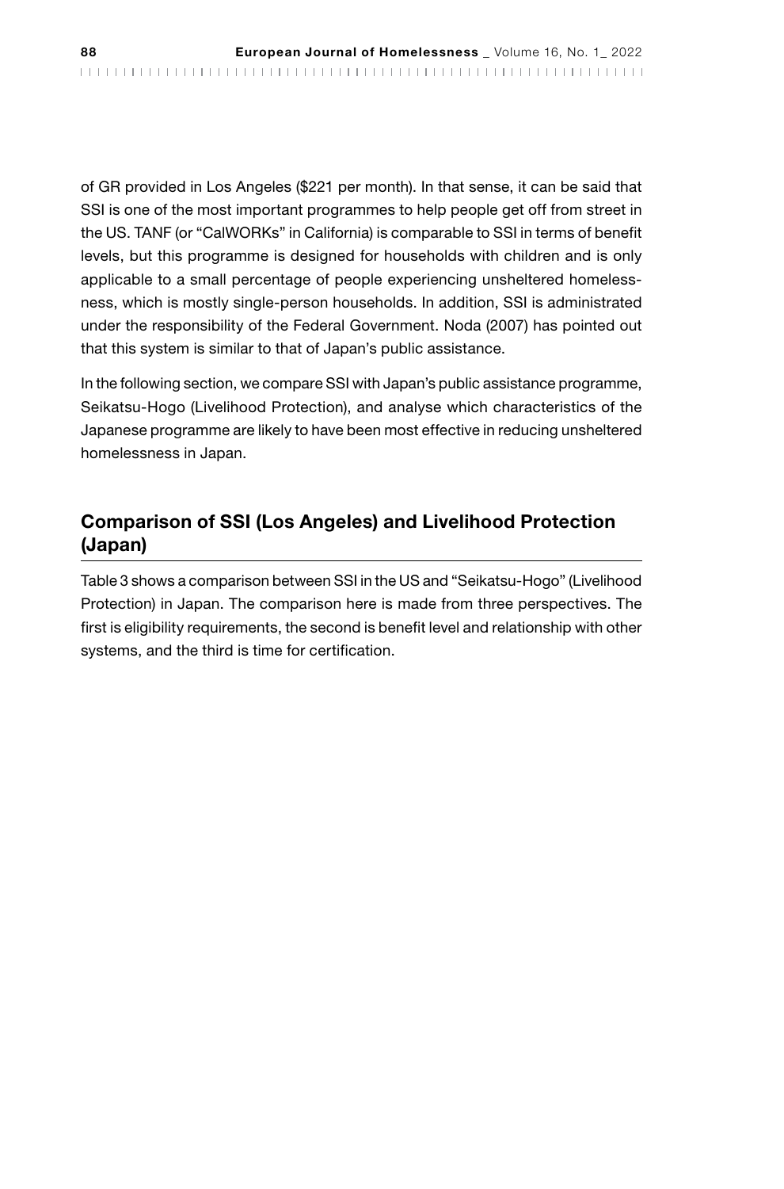of GR provided in Los Angeles ($221 per month). In that sense, it can be said that SSI is one of the most important programmes to help people get off from street in the US. TANF (or "CalWORKs" in California) is comparable to SSI in terms of benefit levels, but this programme is designed for households with children and is only applicable to a small percentage of people experiencing unsheltered homelessness, which is mostly single-person households. In addition, SSI is administrated under the responsibility of the Federal Government. Noda (2007) has pointed out that this system is similar to that of Japan's public assistance.

In the following section, we compare SSI with Japan's public assistance programme, Seikatsu-Hogo (Livelihood Protection), and analyse which characteristics of the Japanese programme are likely to have been most effective in reducing unsheltered homelessness in Japan.

## Comparison of SSI (Los Angeles) and Livelihood Protection (Japan)

Table 3 shows a comparison between SSI in the US and "Seikatsu-Hogo" (Livelihood Protection) in Japan. The comparison here is made from three perspectives. The first is eligibility requirements, the second is benefit level and relationship with other systems, and the third is time for certification.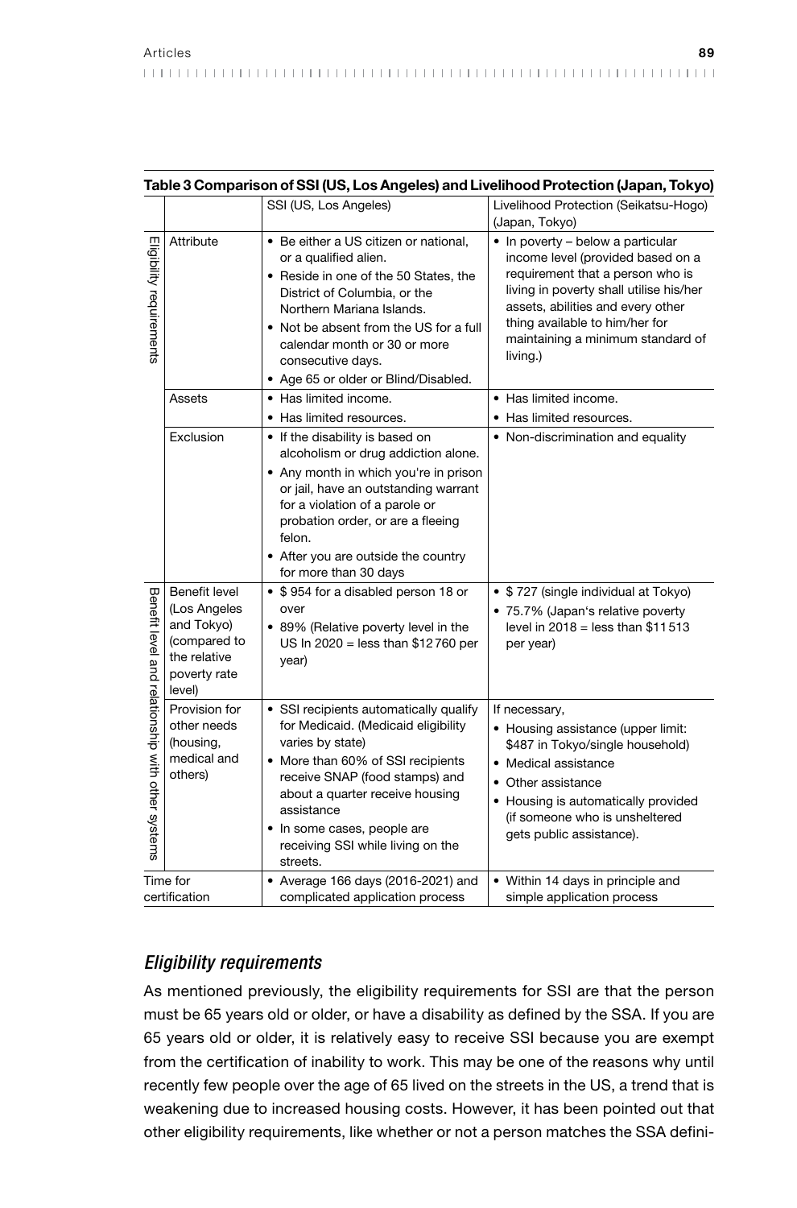**Table 3 Comparison of SSI (US, Los Angeles) and Livelihood Protection (Japan, Tokyo)**

| | | SSI (US, Los Angeles) | Livelihood Protection (Seikatsu-Hogo) (Japan, Tokyo) |
|---|---|---|---|
| Eligibility requirements | Attribute | • Be either a US citizen or national, or a qualified alien. <br>• Reside in one of the 50 States, the District of Columbia, or the Northern Mariana Islands. <br>• Not be absent from the US for a full calendar month or 30 or more consecutive days. <br>• Age 65 or older or Blind/Disabled. | • In poverty – below a particular income level (provided based on a requirement that a person who is living in poverty shall utilise his/her assets, abilities and every other thing available to him/her for maintaining a minimum standard of living.) |
| | Assets | • Has limited income. <br>• Has limited resources. | • Has limited income. <br>• Has limited resources. |
| | Exclusion | • If the disability is based on alcoholism or drug addiction alone. <br>• Any month in which you're in prison or jail, have an outstanding warrant for a violation of a parole or probation order, or are a fleeing felon. <br>• After you are outside the country for more than 30 days | • Non-discrimination and equality |
| Benefit level and relationship with other systems | Benefit level (Los Angeles and Tokyo) (compared to the relative poverty rate level) | • $ 954 for a disabled person 18 or over <br>• 89% (Relative poverty level in the US In 2020 = less than $12 760 per year) | • $ 727 (single individual at Tokyo) <br>• 75.7% (Japan's relative poverty level in 2018 = less than $11 513 per year) |
| | Provision for other needs (housing, medical and others) | • SSI recipients automatically qualify for Medicaid. (Medicaid eligibility varies by state) <br>• More than 60% of SSI recipients receive SNAP (food stamps) and about a quarter receive housing assistance <br>• In some cases, people are receiving SSI while living on the streets. | If necessary, <br>• Housing assistance (upper limit: $487 in Tokyo/single household) <br>• Medical assistance <br>• Other assistance <br>• Housing is automatically provided (if someone who is unsheltered gets public assistance). |
| Time for certification | | • Average 166 days (2016-2021) and complicated application process | • Within 14 days in principle and simple application process |

### *Eligibility requirements*

As mentioned previously, the eligibility requirements for SSI are that the person must be 65 years old or older, or have a disability as defined by the SSA. If you are 65 years old or older, it is relatively easy to receive SSI because you are exempt from the certification of inability to work. This may be one of the reasons why until recently few people over the age of 65 lived on the streets in the US, a trend that is weakening due to increased housing costs. However, it has been pointed out that other eligibility requirements, like whether or not a person matches the SSA defini-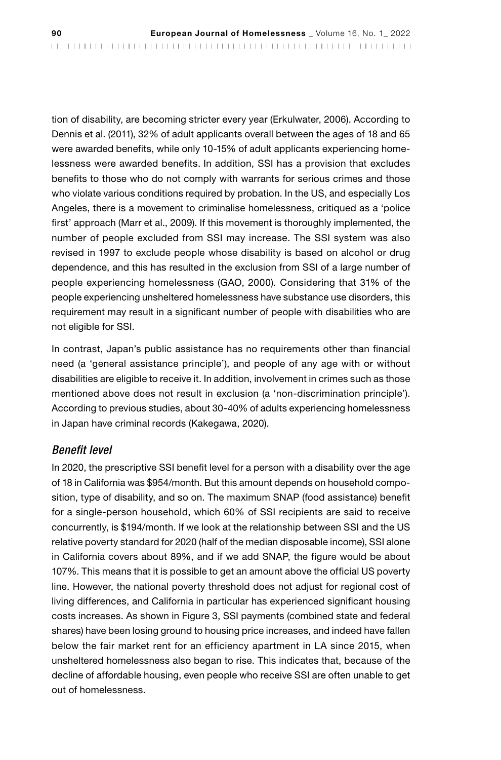tion of disability, are becoming stricter every year (Erkulwater, 2006). According to Dennis et al. (2011), 32% of adult applicants overall between the ages of 18 and 65 were awarded benefits, while only 10-15% of adult applicants experiencing homelessness were awarded benefits. In addition, SSI has a provision that excludes benefits to those who do not comply with warrants for serious crimes and those who violate various conditions required by probation. In the US, and especially Los Angeles, there is a movement to criminalise homelessness, critiqued as a 'police first' approach (Marr et al., 2009). If this movement is thoroughly implemented, the number of people excluded from SSI may increase. The SSI system was also revised in 1997 to exclude people whose disability is based on alcohol or drug dependence, and this has resulted in the exclusion from SSI of a large number of people experiencing homelessness (GAO, 2000). Considering that 31% of the people experiencing unsheltered homelessness have substance use disorders, this requirement may result in a significant number of people with disabilities who are not eligible for SSI.

In contrast, Japan's public assistance has no requirements other than financial need (a 'general assistance principle'), and people of any age with or without disabilities are eligible to receive it. In addition, involvement in crimes such as those mentioned above does not result in exclusion (a 'non-discrimination principle'). According to previous studies, about 30-40% of adults experiencing homelessness in Japan have criminal records (Kakegawa, 2020).

### *Benefit level*

In 2020, the prescriptive SSI benefit level for a person with a disability over the age of 18 in California was $954/month. But this amount depends on household composition, type of disability, and so on. The maximum SNAP (food assistance) benefit for a single-person household, which 60% of SSI recipients are said to receive concurrently, is $194/month. If we look at the relationship between SSI and the US relative poverty standard for 2020 (half of the median disposable income), SSI alone in California covers about 89%, and if we add SNAP, the figure would be about 107%. This means that it is possible to get an amount above the official US poverty line. However, the national poverty threshold does not adjust for regional cost of living differences, and California in particular has experienced significant housing costs increases. As shown in Figure 3, SSI payments (combined state and federal shares) have been losing ground to housing price increases, and indeed have fallen below the fair market rent for an efficiency apartment in LA since 2015, when unsheltered homelessness also began to rise. This indicates that, because of the decline of affordable housing, even people who receive SSI are often unable to get out of homelessness.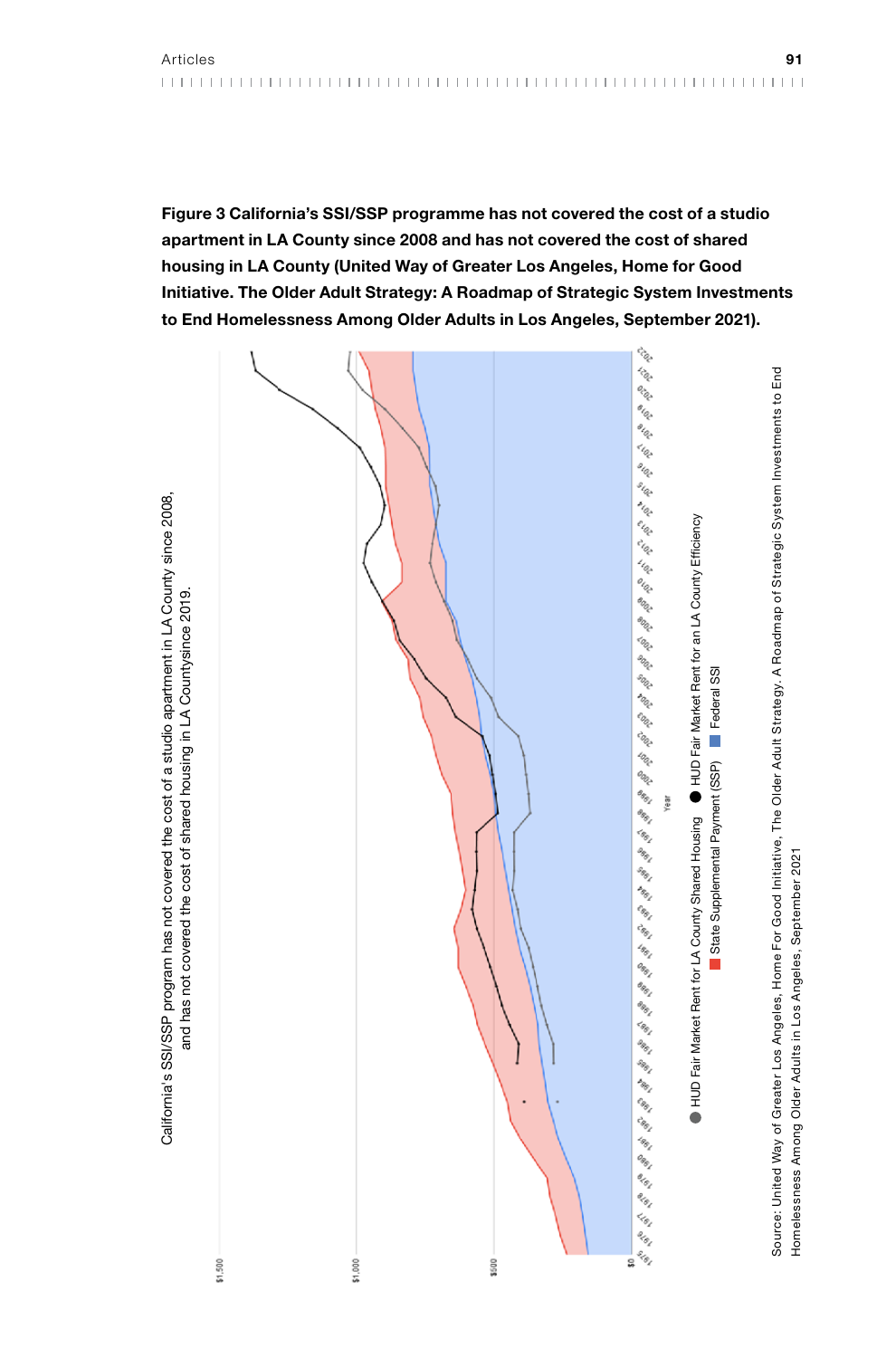**Figure 3 California's SSI/SSP programme has not covered the cost of a studio apartment in LA County since 2008 and has not covered the cost of shared housing in LA County (United Way of Greater Los Angeles, Home for Good Initiative. The Older Adult Strategy: A Roadmap of Strategic System Investments to End Homelessness Among Older Adults in Los Angeles, September 2021).**

California's SSI/SSP program has not covered the cost of a studio apartment in LA County since 2008, and has not covered the cost of shared housing in LA Countysince 2019.

● HUD Fair Market Rent for LA County Shared Housing ● HUD Fair Market Rent for an LA County Efficiency
■ State Supplemental Payment (SSP) ■ Federal SSI

Source: United Way of Greater Los Angeles, Home For Good Initiative, The Older Adult Strategy: A Roadmap of Strategic System Investments to End Homelessness Among Older Adults in Los Angeles, September 2021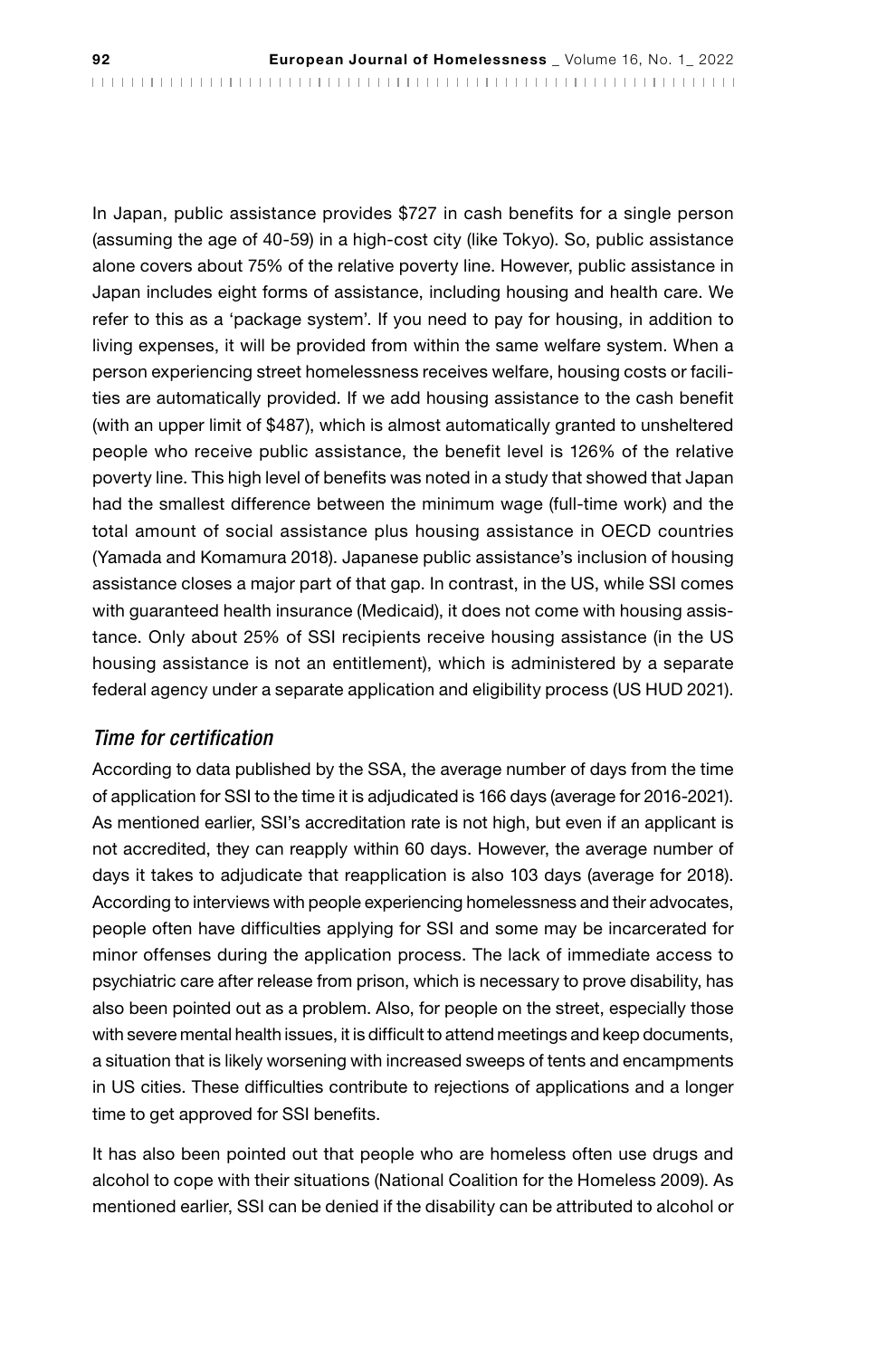In Japan, public assistance provides $727 in cash benefits for a single person (assuming the age of 40-59) in a high-cost city (like Tokyo). So, public assistance alone covers about 75% of the relative poverty line. However, public assistance in Japan includes eight forms of assistance, including housing and health care. We refer to this as a 'package system'. If you need to pay for housing, in addition to living expenses, it will be provided from within the same welfare system. When a person experiencing street homelessness receives welfare, housing costs or facilities are automatically provided. If we add housing assistance to the cash benefit (with an upper limit of $487), which is almost automatically granted to unsheltered people who receive public assistance, the benefit level is 126% of the relative poverty line. This high level of benefits was noted in a study that showed that Japan had the smallest difference between the minimum wage (full-time work) and the total amount of social assistance plus housing assistance in OECD countries (Yamada and Komamura 2018). Japanese public assistance's inclusion of housing assistance closes a major part of that gap. In contrast, in the US, while SSI comes with guaranteed health insurance (Medicaid), it does not come with housing assistance. Only about 25% of SSI recipients receive housing assistance (in the US housing assistance is not an entitlement), which is administered by a separate federal agency under a separate application and eligibility process (US HUD 2021).

### *Time for certification*

According to data published by the SSA, the average number of days from the time of application for SSI to the time it is adjudicated is 166 days (average for 2016-2021). As mentioned earlier, SSI's accreditation rate is not high, but even if an applicant is not accredited, they can reapply within 60 days. However, the average number of days it takes to adjudicate that reapplication is also 103 days (average for 2018). According to interviews with people experiencing homelessness and their advocates, people often have difficulties applying for SSI and some may be incarcerated for minor offenses during the application process. The lack of immediate access to psychiatric care after release from prison, which is necessary to prove disability, has also been pointed out as a problem. Also, for people on the street, especially those with severe mental health issues, it is difficult to attend meetings and keep documents, a situation that is likely worsening with increased sweeps of tents and encampments in US cities. These difficulties contribute to rejections of applications and a longer time to get approved for SSI benefits.

It has also been pointed out that people who are homeless often use drugs and alcohol to cope with their situations (National Coalition for the Homeless 2009). As mentioned earlier, SSI can be denied if the disability can be attributed to alcohol or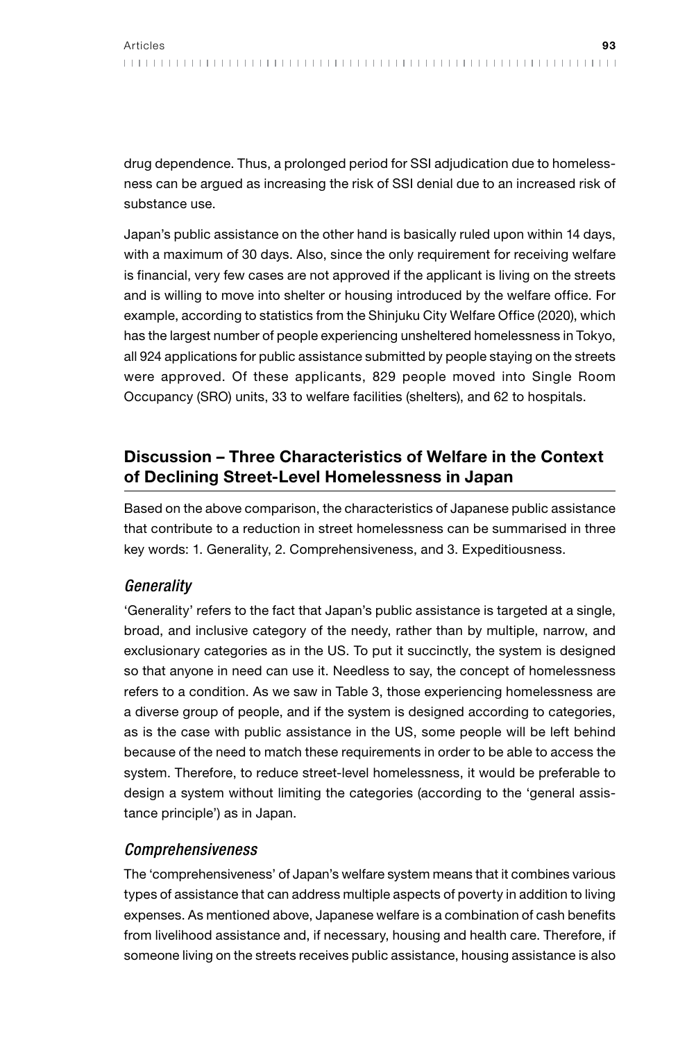drug dependence. Thus, a prolonged period for SSI adjudication due to homelessness can be argued as increasing the risk of SSI denial due to an increased risk of substance use.

Japan's public assistance on the other hand is basically ruled upon within 14 days, with a maximum of 30 days. Also, since the only requirement for receiving welfare is financial, very few cases are not approved if the applicant is living on the streets and is willing to move into shelter or housing introduced by the welfare office. For example, according to statistics from the Shinjuku City Welfare Office (2020), which has the largest number of people experiencing unsheltered homelessness in Tokyo, all 924 applications for public assistance submitted by people staying on the streets were approved. Of these applicants, 829 people moved into Single Room Occupancy (SRO) units, 33 to welfare facilities (shelters), and 62 to hospitals.

## Discussion – Three Characteristics of Welfare in the Context of Declining Street-Level Homelessness in Japan

Based on the above comparison, the characteristics of Japanese public assistance that contribute to a reduction in street homelessness can be summarised in three key words: 1. Generality, 2. Comprehensiveness, and 3. Expeditiousness.

### *Generality*

'Generality' refers to the fact that Japan's public assistance is targeted at a single, broad, and inclusive category of the needy, rather than by multiple, narrow, and exclusionary categories as in the US. To put it succinctly, the system is designed so that anyone in need can use it. Needless to say, the concept of homelessness refers to a condition. As we saw in Table 3, those experiencing homelessness are a diverse group of people, and if the system is designed according to categories, as is the case with public assistance in the US, some people will be left behind because of the need to match these requirements in order to be able to access the system. Therefore, to reduce street-level homelessness, it would be preferable to design a system without limiting the categories (according to the 'general assistance principle') as in Japan.

### *Comprehensiveness*

The 'comprehensiveness' of Japan's welfare system means that it combines various types of assistance that can address multiple aspects of poverty in addition to living expenses. As mentioned above, Japanese welfare is a combination of cash benefits from livelihood assistance and, if necessary, housing and health care. Therefore, if someone living on the streets receives public assistance, housing assistance is also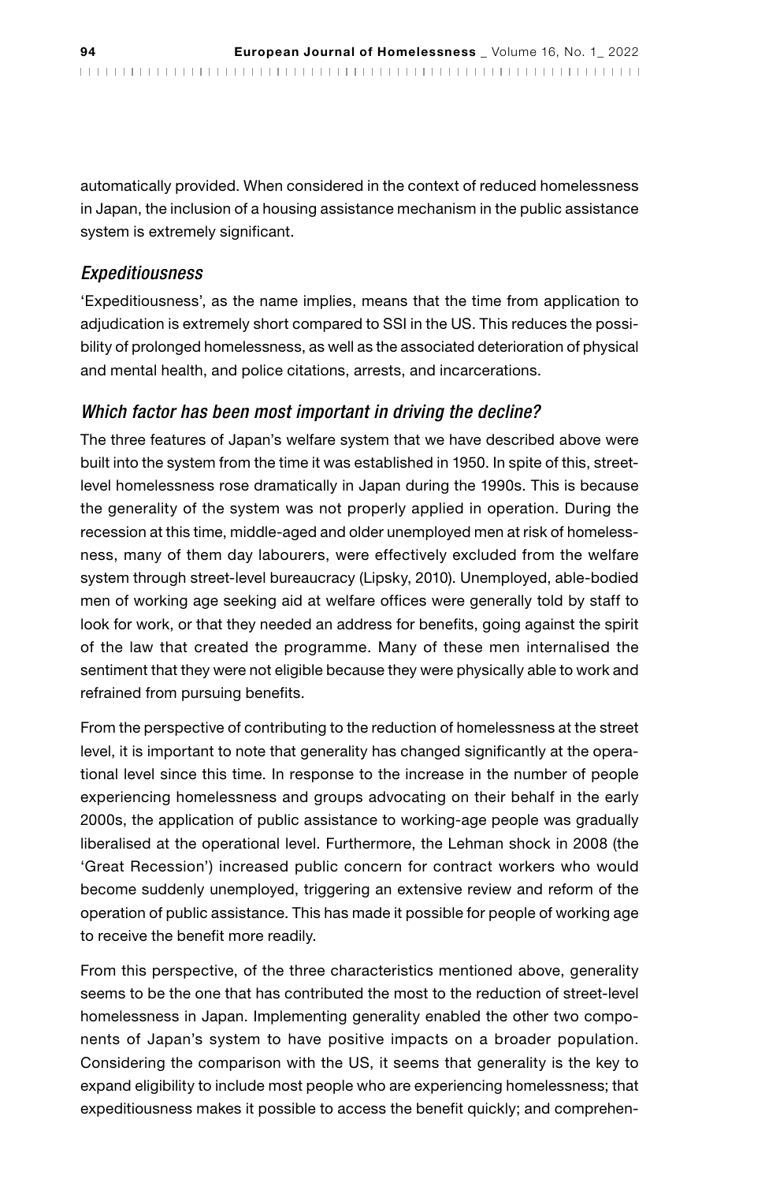automatically provided. When considered in the context of reduced homelessness in Japan, the inclusion of a housing assistance mechanism in the public assistance system is extremely significant.

### *Expeditiousness*

'Expeditiousness', as the name implies, means that the time from application to adjudication is extremely short compared to SSI in the US. This reduces the possibility of prolonged homelessness, as well as the associated deterioration of physical and mental health, and police citations, arrests, and incarcerations.

### *Which factor has been most important in driving the decline?*

The three features of Japan's welfare system that we have described above were built into the system from the time it was established in 1950. In spite of this, street-level homelessness rose dramatically in Japan during the 1990s. This is because the generality of the system was not properly applied in operation. During the recession at this time, middle-aged and older unemployed men at risk of homelessness, many of them day labourers, were effectively excluded from the welfare system through street-level bureaucracy (Lipsky, 2010). Unemployed, able-bodied men of working age seeking aid at welfare offices were generally told by staff to look for work, or that they needed an address for benefits, going against the spirit of the law that created the programme. Many of these men internalised the sentiment that they were not eligible because they were physically able to work and refrained from pursuing benefits.

From the perspective of contributing to the reduction of homelessness at the street level, it is important to note that generality has changed significantly at the operational level since this time. In response to the increase in the number of people experiencing homelessness and groups advocating on their behalf in the early 2000s, the application of public assistance to working-age people was gradually liberalised at the operational level. Furthermore, the Lehman shock in 2008 (the 'Great Recession') increased public concern for contract workers who would become suddenly unemployed, triggering an extensive review and reform of the operation of public assistance. This has made it possible for people of working age to receive the benefit more readily.

From this perspective, of the three characteristics mentioned above, generality seems to be the one that has contributed the most to the reduction of street-level homelessness in Japan. Implementing generality enabled the other two components of Japan's system to have positive impacts on a broader population. Considering the comparison with the US, it seems that generality is the key to expand eligibility to include most people who are experiencing homelessness; that expeditiousness makes it possible to access the benefit quickly; and comprehen-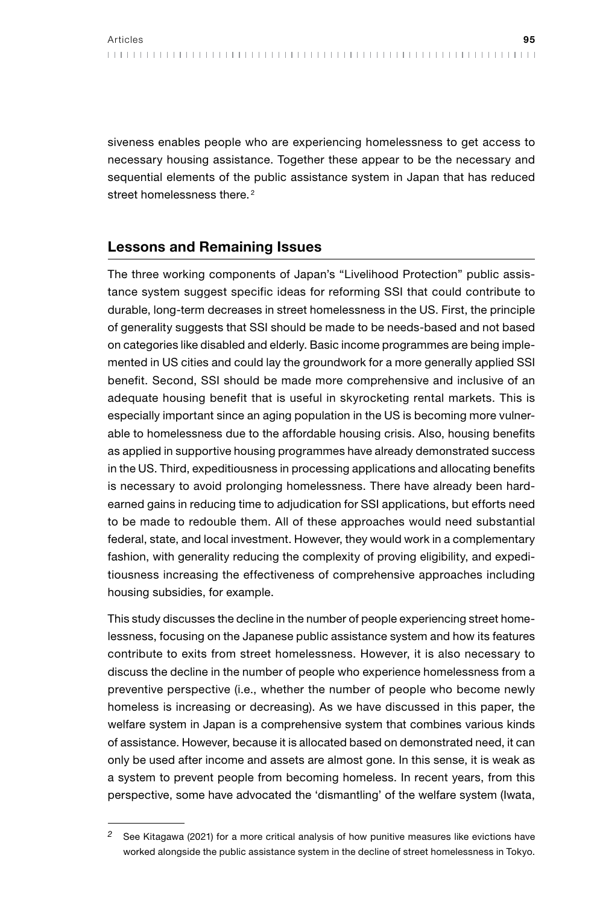siveness enables people who are experiencing homelessness to get access to necessary housing assistance. Together these appear to be the necessary and sequential elements of the public assistance system in Japan that has reduced street homelessness there.[2]

## Lessons and Remaining Issues

The three working components of Japan's "Livelihood Protection" public assistance system suggest specific ideas for reforming SSI that could contribute to durable, long-term decreases in street homelessness in the US. First, the principle of generality suggests that SSI should be made to be needs-based and not based on categories like disabled and elderly. Basic income programmes are being implemented in US cities and could lay the groundwork for a more generally applied SSI benefit. Second, SSI should be made more comprehensive and inclusive of an adequate housing benefit that is useful in skyrocketing rental markets. This is especially important since an aging population in the US is becoming more vulnerable to homelessness due to the affordable housing crisis. Also, housing benefits as applied in supportive housing programmes have already demonstrated success in the US. Third, expeditiousness in processing applications and allocating benefits is necessary to avoid prolonging homelessness. There have already been hard-earned gains in reducing time to adjudication for SSI applications, but efforts need to be made to redouble them. All of these approaches would need substantial federal, state, and local investment. However, they would work in a complementary fashion, with generality reducing the complexity of proving eligibility, and expeditiousness increasing the effectiveness of comprehensive approaches including housing subsidies, for example.

This study discusses the decline in the number of people experiencing street homelessness, focusing on the Japanese public assistance system and how its features contribute to exits from street homelessness. However, it is also necessary to discuss the decline in the number of people who experience homelessness from a preventive perspective (i.e., whether the number of people who become newly homeless is increasing or decreasing). As we have discussed in this paper, the welfare system in Japan is a comprehensive system that combines various kinds of assistance. However, because it is allocated based on demonstrated need, it can only be used after income and assets are almost gone. In this sense, it is weak as a system to prevent people from becoming homeless. In recent years, from this perspective, some have advocated the 'dismantling' of the welfare system (Iwata,

---

[2] See Kitagawa (2021) for a more critical analysis of how punitive measures like evictions have worked alongside the public assistance system in the decline of street homelessness in Tokyo.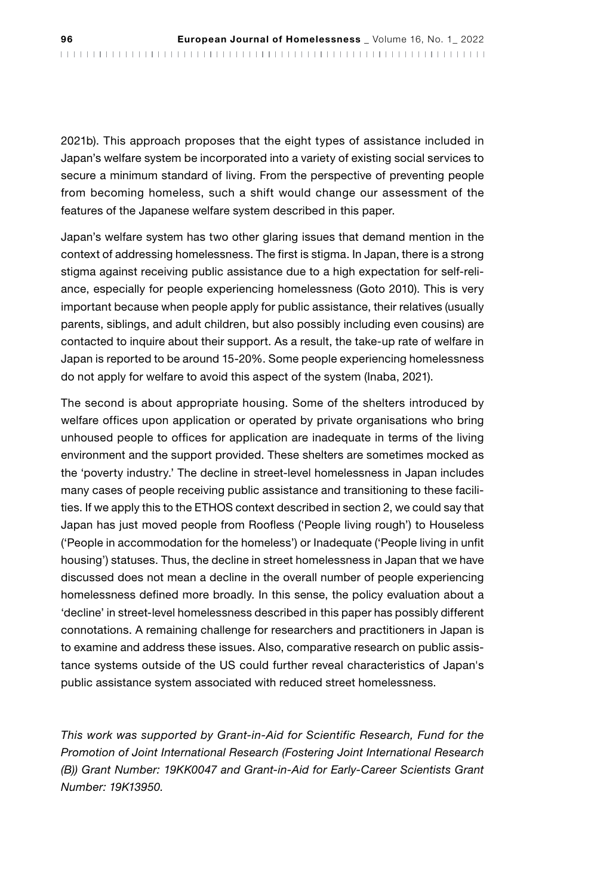2021b). This approach proposes that the eight types of assistance included in Japan's welfare system be incorporated into a variety of existing social services to secure a minimum standard of living. From the perspective of preventing people from becoming homeless, such a shift would change our assessment of the features of the Japanese welfare system described in this paper.

Japan's welfare system has two other glaring issues that demand mention in the context of addressing homelessness. The first is stigma. In Japan, there is a strong stigma against receiving public assistance due to a high expectation for self-reliance, especially for people experiencing homelessness (Goto 2010). This is very important because when people apply for public assistance, their relatives (usually parents, siblings, and adult children, but also possibly including even cousins) are contacted to inquire about their support. As a result, the take-up rate of welfare in Japan is reported to be around 15-20%. Some people experiencing homelessness do not apply for welfare to avoid this aspect of the system (Inaba, 2021).

The second is about appropriate housing. Some of the shelters introduced by welfare offices upon application or operated by private organisations who bring unhoused people to offices for application are inadequate in terms of the living environment and the support provided. These shelters are sometimes mocked as the 'poverty industry.' The decline in street-level homelessness in Japan includes many cases of people receiving public assistance and transitioning to these facilities. If we apply this to the ETHOS context described in section 2, we could say that Japan has just moved people from Roofless ('People living rough') to Houseless ('People in accommodation for the homeless') or Inadequate ('People living in unfit housing') statuses. Thus, the decline in street homelessness in Japan that we have discussed does not mean a decline in the overall number of people experiencing homelessness defined more broadly. In this sense, the policy evaluation about a 'decline' in street-level homelessness described in this paper has possibly different connotations. A remaining challenge for researchers and practitioners in Japan is to examine and address these issues. Also, comparative research on public assistance systems outside of the US could further reveal characteristics of Japan's public assistance system associated with reduced street homelessness.

*This work was supported by Grant-in-Aid for Scientific Research, Fund for the Promotion of Joint International Research (Fostering Joint International Research (B)) Grant Number: 19KK0047 and Grant-in-Aid for Early-Career Scientists Grant Number: 19K13950.*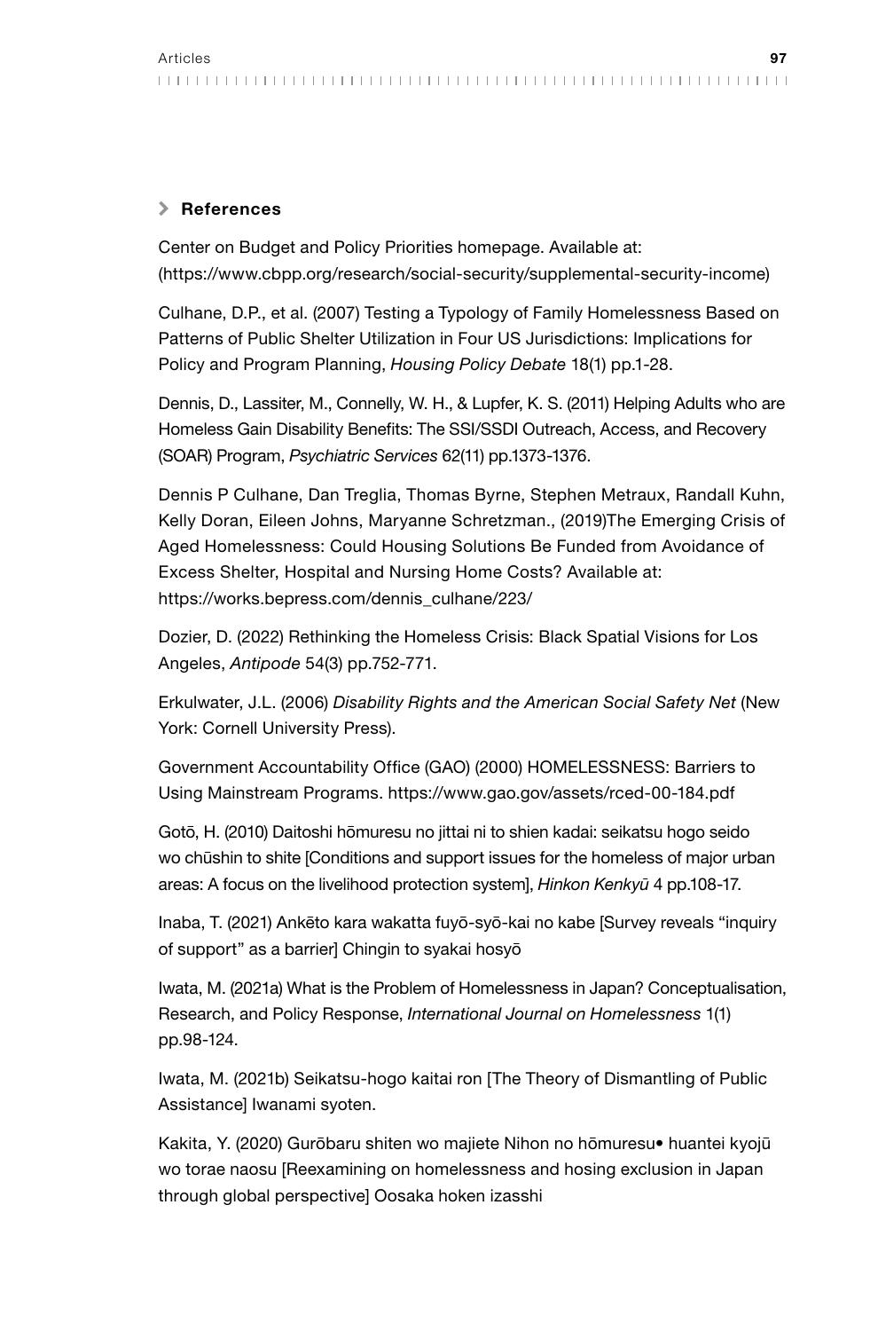## References

Center on Budget and Policy Priorities homepage. Available at: (https://www.cbpp.org/research/social-security/supplemental-security-income)

Culhane, D.P., et al. (2007) Testing a Typology of Family Homelessness Based on Patterns of Public Shelter Utilization in Four US Jurisdictions: Implications for Policy and Program Planning, *Housing Policy Debate* 18(1) pp.1-28.

Dennis, D., Lassiter, M., Connelly, W. H., & Lupfer, K. S. (2011) Helping Adults who are Homeless Gain Disability Benefits: The SSI/SSDI Outreach, Access, and Recovery (SOAR) Program, *Psychiatric Services* 62(11) pp.1373-1376.

Dennis P Culhane, Dan Treglia, Thomas Byrne, Stephen Metraux, Randall Kuhn, Kelly Doran, Eileen Johns, Maryanne Schretzman., (2019)The Emerging Crisis of Aged Homelessness: Could Housing Solutions Be Funded from Avoidance of Excess Shelter, Hospital and Nursing Home Costs? Available at: https://works.bepress.com/dennis_culhane/223/

Dozier, D. (2022) Rethinking the Homeless Crisis: Black Spatial Visions for Los Angeles, *Antipode* 54(3) pp.752-771.

Erkulwater, J.L. (2006) *Disability Rights and the American Social Safety Net* (New York: Cornell University Press).

Government Accountability Office (GAO) (2000) HOMELESSNESS: Barriers to Using Mainstream Programs. https://www.gao.gov/assets/rced-00-184.pdf

Gotō, H. (2010) Daitoshi hōmuresu no jittai ni to shien kadai: seikatsu hogo seido wo chūshin to shite [Conditions and support issues for the homeless of major urban areas: A focus on the livelihood protection system], *Hinkon Kenkyū* 4 pp.108-17.

Inaba, T. (2021) Ankēto kara wakatta fuyō-syō-kai no kabe [Survey reveals "inquiry of support" as a barrier] Chingin to syakai hosyō

Iwata, M. (2021a) What is the Problem of Homelessness in Japan? Conceptualisation, Research, and Policy Response, *International Journal on Homelessness* 1(1) pp.98-124.

Iwata, M. (2021b) Seikatsu-hogo kaitai ron [The Theory of Dismantling of Public Assistance] Iwanami syoten.

Kakita, Y. (2020) Gurōbaru shiten wo majiete Nihon no hōmuresu• huantei kyojū wo torae naosu [Reexamining on homelessness and hosing exclusion in Japan through global perspective] Oosaka hoken izasshi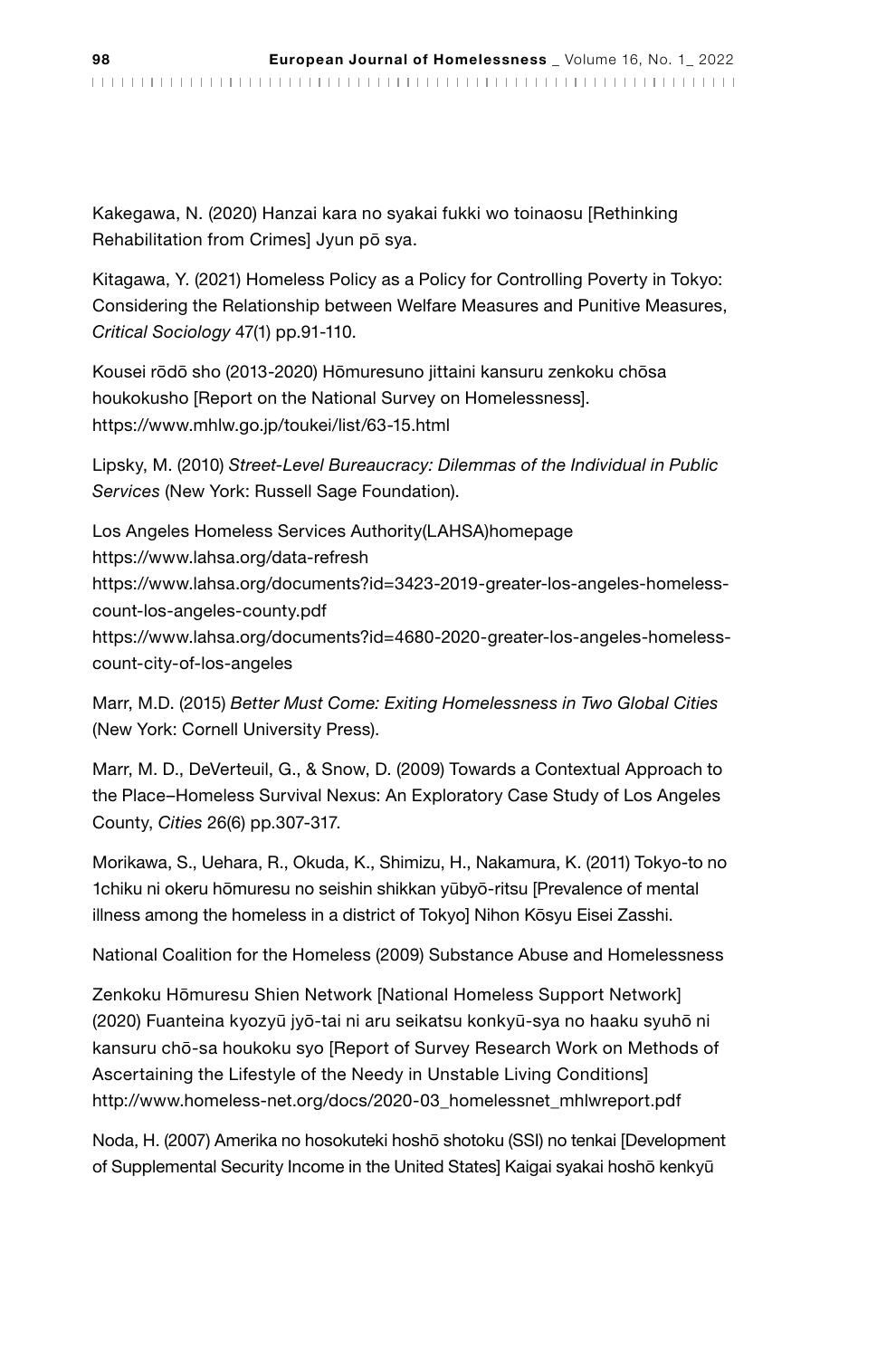Kakegawa, N. (2020) Hanzai kara no syakai fukki wo toinaosu [Rethinking Rehabilitation from Crimes] Jyun pō sya.

Kitagawa, Y. (2021) Homeless Policy as a Policy for Controlling Poverty in Tokyo: Considering the Relationship between Welfare Measures and Punitive Measures, *Critical Sociology* 47(1) pp.91-110.

Kousei rōdō sho (2013-2020) Hōmuresuno jittaini kansuru zenkoku chōsa houkokusho [Report on the National Survey on Homelessness]. https://www.mhlw.go.jp/toukei/list/63-15.html

Lipsky, M. (2010) *Street-Level Bureaucracy: Dilemmas of the Individual in Public Services* (New York: Russell Sage Foundation).

Los Angeles Homeless Services Authority(LAHSA)homepage
https://www.lahsa.org/data-refresh
https://www.lahsa.org/documents?id=3423-2019-greater-los-angeles-homeless-count-los-angeles-county.pdf
https://www.lahsa.org/documents?id=4680-2020-greater-los-angeles-homeless-count-city-of-los-angeles

Marr, M.D. (2015) *Better Must Come: Exiting Homelessness in Two Global Cities* (New York: Cornell University Press).

Marr, M. D., DeVerteuil, G., & Snow, D. (2009) Towards a Contextual Approach to the Place–Homeless Survival Nexus: An Exploratory Case Study of Los Angeles County, *Cities* 26(6) pp.307-317.

Morikawa, S., Uehara, R., Okuda, K., Shimizu, H., Nakamura, K. (2011) Tokyo-to no 1chiku ni okeru hōmuresu no seishin shikkan yūbyō-ritsu [Prevalence of mental illness among the homeless in a district of Tokyo] Nihon Kōsyu Eisei Zasshi.

National Coalition for the Homeless (2009) Substance Abuse and Homelessness

Zenkoku Hōmuresu Shien Network [National Homeless Support Network] (2020) Fuanteina kyozyū jyō-tai ni aru seikatsu konkyū-sya no haaku syuhō ni kansuru chō-sa houkoku syo [Report of Survey Research Work on Methods of Ascertaining the Lifestyle of the Needy in Unstable Living Conditions] http://www.homeless-net.org/docs/2020-03_homelessnet_mhlwreport.pdf

Noda, H. (2007) Amerika no hosokuteki hoshō shotoku (SSI) no tenkai [Development of Supplemental Security Income in the United States] Kaigai syakai hoshō kenkyū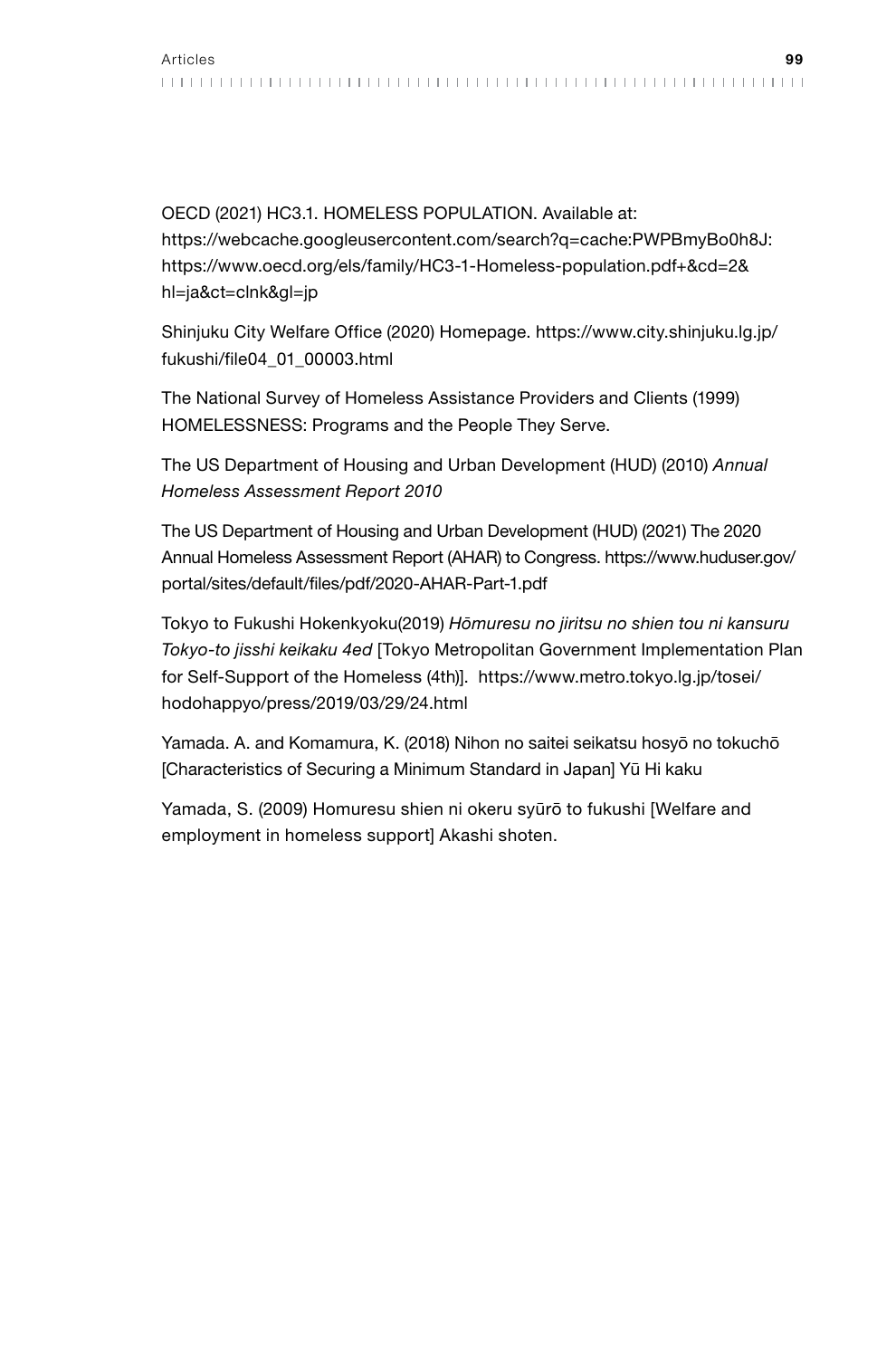OECD (2021) HC3.1. HOMELESS POPULATION. Available at: https://webcache.googleusercontent.com/search?q=cache:PWPBmyBo0h8J:https://www.oecd.org/els/family/HC3-1-Homeless-population.pdf+&cd=2&hl=ja&ct=clnk&gl=jp

Shinjuku City Welfare Office (2020) Homepage. https://www.city.shinjuku.lg.jp/fukushi/file04_01_00003.html

The National Survey of Homeless Assistance Providers and Clients (1999) HOMELESSNESS: Programs and the People They Serve.

The US Department of Housing and Urban Development (HUD) (2010) *Annual Homeless Assessment Report 2010*

The US Department of Housing and Urban Development (HUD) (2021) The 2020 Annual Homeless Assessment Report (AHAR) to Congress. https://www.huduser.gov/portal/sites/default/files/pdf/2020-AHAR-Part-1.pdf

Tokyo to Fukushi Hokenkyoku(2019) *Hōmuresu no jiritsu no shien tou ni kansuru Tokyo-to jisshi keikaku 4ed* [Tokyo Metropolitan Government Implementation Plan for Self-Support of the Homeless (4th)]. https://www.metro.tokyo.lg.jp/tosei/hodohappyo/press/2019/03/29/24.html

Yamada. A. and Komamura, K. (2018) Nihon no saitei seikatsu hosyō no tokuchō [Characteristics of Securing a Minimum Standard in Japan] Yū Hi kaku

Yamada, S. (2009) Homuresu shien ni okeru syūrō to fukushi [Welfare and employment in homeless support] Akashi shoten.